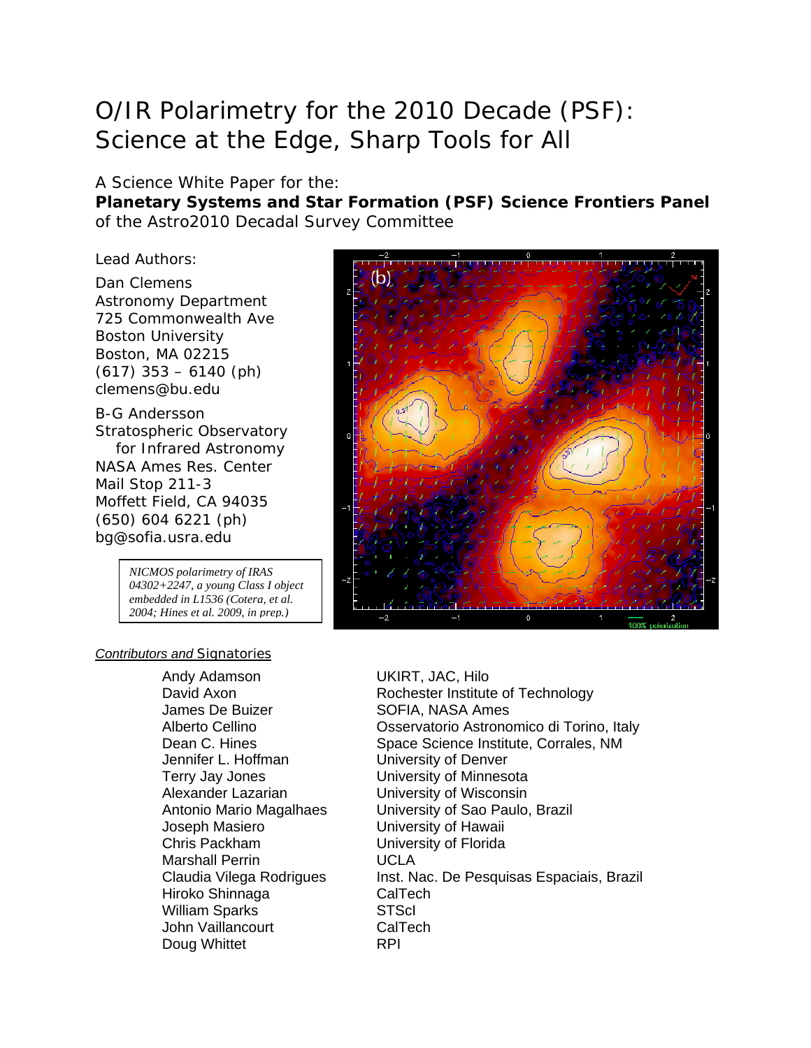# O/IR Polarimetry for the 2010 Decade (PSF): Science at the Edge, Sharp Tools for All

A Science White Paper for the:

**Planetary Systems and Star Formation (PSF) Science Frontiers Panel**

of the Astro2010 Decadal Survey Committee

Lead Authors:

Dan Clemens
Astronomy Department
725 Commonwealth Ave
Boston University
Boston, MA 02215
(617) 353 – 6140 (ph)
clemens@bu.edu

B-G Andersson
Stratospheric Observatory for Infrared Astronomy
NASA Ames Res. Center
Mail Stop 211-3
Moffett Field, CA 94035
(650) 604 6221 (ph)
bg@sofia.usra.edu

*NICMOS polarimetry of IRAS 04302+2247, a young Class I object embedded in L1536 (Cotera, et al. 2004; Hines et al. 2009, in prep.)*

*Contributors and* Signatories

| | |
|---|---|
| Andy Adamson | UKIRT, JAC, Hilo |
| David Axon | Rochester Institute of Technology |
| James De Buizer | SOFIA, NASA Ames |
| Alberto Cellino | Osservatorio Astronomico di Torino, Italy |
| Dean C. Hines | Space Science Institute, Corrales, NM |
| Jennifer L. Hoffman | University of Denver |
| Terry Jay Jones | University of Minnesota |
| Alexander Lazarian | University of Wisconsin |
| Antonio Mario Magalhaes | University of Sao Paulo, Brazil |
| Joseph Masiero | University of Hawaii |
| Chris Packham | University of Florida |
| Marshall Perrin | UCLA |
| Claudia Vilega Rodrigues | Inst. Nac. De Pesquisas Espaciais, Brazil |
| Hiroko Shinnaga | CalTech |
| William Sparks | STScI |
| John Vaillancourt | CalTech |
| Doug Whittet | RPI |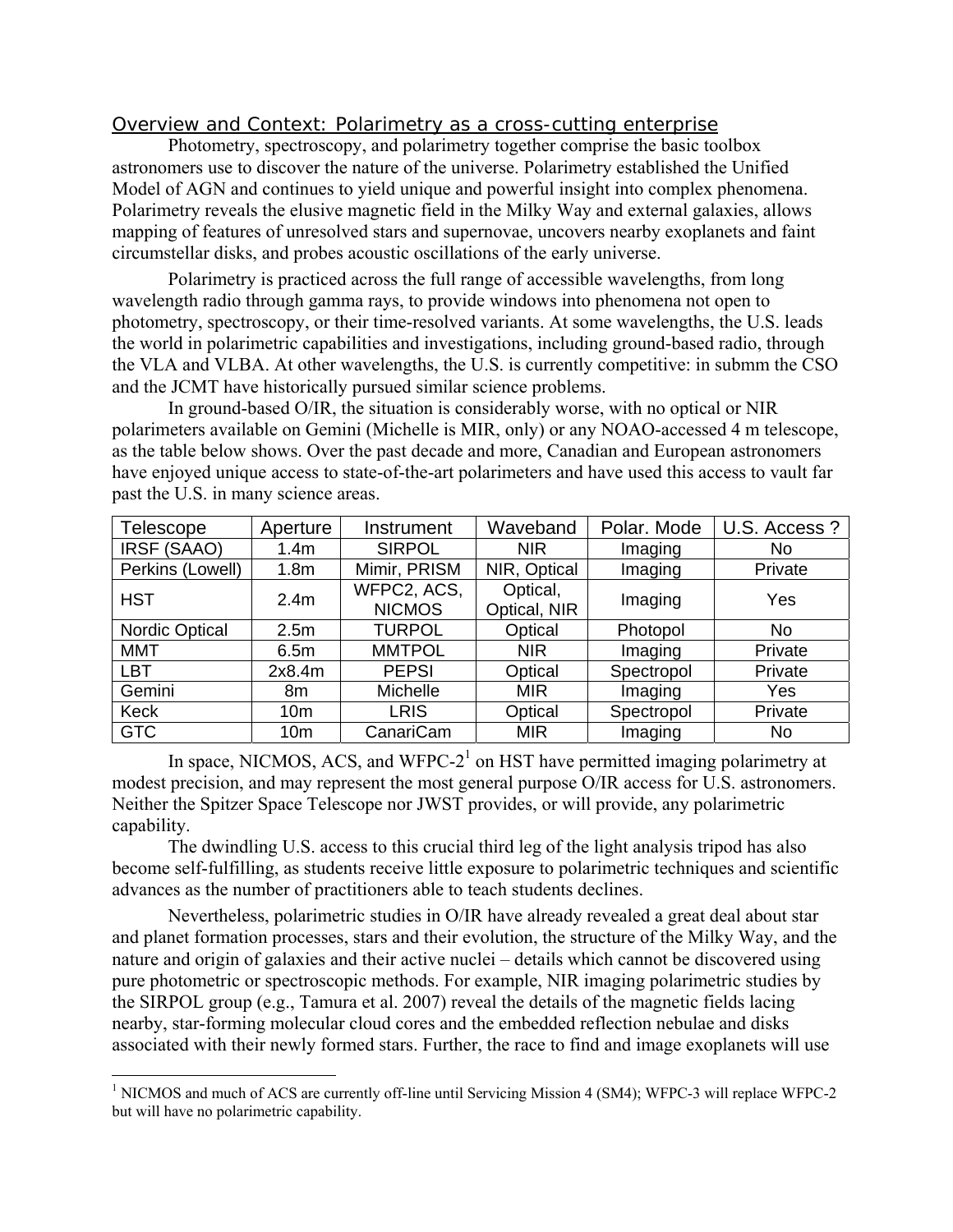## Overview and Context: Polarimetry as a cross-cutting enterprise

Photometry, spectroscopy, and polarimetry together comprise the basic toolbox astronomers use to discover the nature of the universe. Polarimetry established the Unified Model of AGN and continues to yield unique and powerful insight into complex phenomena. Polarimetry reveals the elusive magnetic field in the Milky Way and external galaxies, allows mapping of features of unresolved stars and supernovae, uncovers nearby exoplanets and faint circumstellar disks, and probes acoustic oscillations of the early universe.

Polarimetry is practiced across the full range of accessible wavelengths, from long wavelength radio through gamma rays, to provide windows into phenomena not open to photometry, spectroscopy, or their time-resolved variants. At some wavelengths, the U.S. leads the world in polarimetric capabilities and investigations, including ground-based radio, through the VLA and VLBA. At other wavelengths, the U.S. is currently competitive: in submm the CSO and the JCMT have historically pursued similar science problems.

In ground-based O/IR, the situation is considerably worse, with no optical or NIR polarimeters available on Gemini (Michelle is MIR, only) or any NOAO-accessed 4 m telescope, as the table below shows. Over the past decade and more, Canadian and European astronomers have enjoyed unique access to state-of-the-art polarimeters and have used this access to vault far past the U.S. in many science areas.

| Telescope | Aperture | Instrument | Waveband | Polar. Mode | U.S. Access ? |
|---|---|---|---|---|---|
| IRSF (SAAO) | 1.4m | SIRPOL | NIR | Imaging | No |
| Perkins (Lowell) | 1.8m | Mimir, PRISM | NIR, Optical | Imaging | Private |
| HST | 2.4m | WFPC2, ACS, NICMOS | Optical, Optical, NIR | Imaging | Yes |
| Nordic Optical | 2.5m | TURPOL | Optical | Photopol | No |
| MMT | 6.5m | MMTPOL | NIR | Imaging | Private |
| LBT | 2x8.4m | PEPSI | Optical | Spectropol | Private |
| Gemini | 8m | Michelle | MIR | Imaging | Yes |
| Keck | 10m | LRIS | Optical | Spectropol | Private |
| GTC | 10m | CanariCam | MIR | Imaging | No |

In space, NICMOS, ACS, and WFPC-2[1] on HST have permitted imaging polarimetry at modest precision, and may represent the most general purpose O/IR access for U.S. astronomers. Neither the Spitzer Space Telescope nor JWST provides, or will provide, any polarimetric capability.

The dwindling U.S. access to this crucial third leg of the light analysis tripod has also become self-fulfilling, as students receive little exposure to polarimetric techniques and scientific advances as the number of practitioners able to teach students declines.

Nevertheless, polarimetric studies in O/IR have already revealed a great deal about star and planet formation processes, stars and their evolution, the structure of the Milky Way, and the nature and origin of galaxies and their active nuclei – details which cannot be discovered using pure photometric or spectroscopic methods. For example, NIR imaging polarimetric studies by the SIRPOL group (e.g., Tamura et al. 2007) reveal the details of the magnetic fields lacing nearby, star-forming molecular cloud cores and the embedded reflection nebulae and disks associated with their newly formed stars. Further, the race to find and image exoplanets will use

[1] NICMOS and much of ACS are currently off-line until Servicing Mission 4 (SM4); WFPC-3 will replace WFPC-2 but will have no polarimetric capability.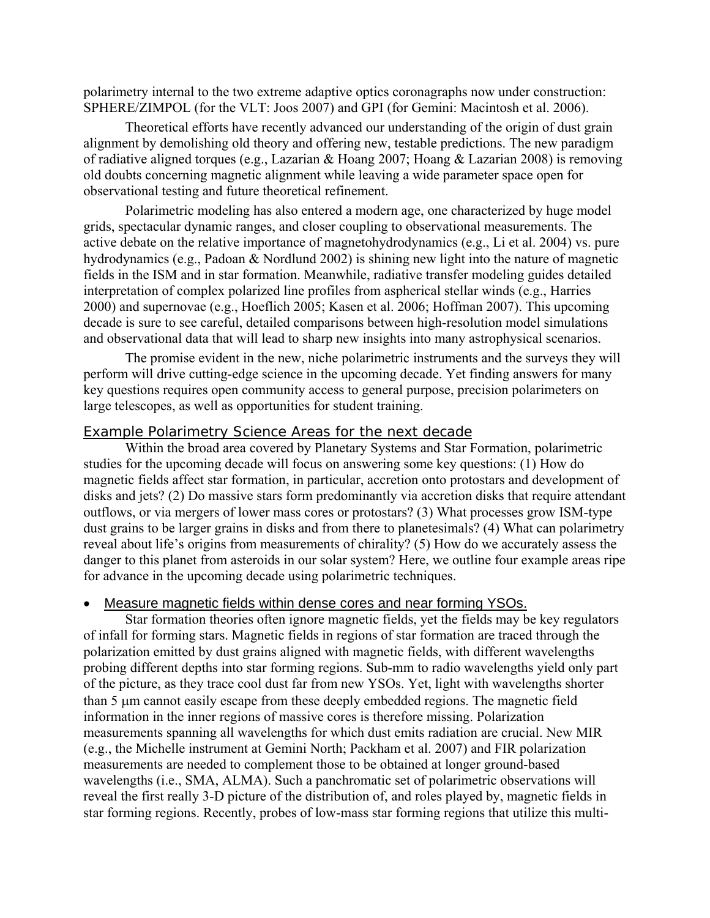polarimetry internal to the two extreme adaptive optics coronagraphs now under construction: SPHERE/ZIMPOL (for the VLT: Joos 2007) and GPI (for Gemini: Macintosh et al. 2006).

Theoretical efforts have recently advanced our understanding of the origin of dust grain alignment by demolishing old theory and offering new, testable predictions. The new paradigm of radiative aligned torques (e.g., Lazarian & Hoang 2007; Hoang & Lazarian 2008) is removing old doubts concerning magnetic alignment while leaving a wide parameter space open for observational testing and future theoretical refinement.

Polarimetric modeling has also entered a modern age, one characterized by huge model grids, spectacular dynamic ranges, and closer coupling to observational measurements. The active debate on the relative importance of magnetohydrodynamics (e.g., Li et al. 2004) vs. pure hydrodynamics (e.g., Padoan & Nordlund 2002) is shining new light into the nature of magnetic fields in the ISM and in star formation. Meanwhile, radiative transfer modeling guides detailed interpretation of complex polarized line profiles from aspherical stellar winds (e.g., Harries 2000) and supernovae (e.g., Hoeflich 2005; Kasen et al. 2006; Hoffman 2007). This upcoming decade is sure to see careful, detailed comparisons between high-resolution model simulations and observational data that will lead to sharp new insights into many astrophysical scenarios.

The promise evident in the new, niche polarimetric instruments and the surveys they will perform will drive cutting-edge science in the upcoming decade. Yet finding answers for many key questions requires open community access to general purpose, precision polarimeters on large telescopes, as well as opportunities for student training.

## Example Polarimetry Science Areas for the next decade

Within the broad area covered by Planetary Systems and Star Formation, polarimetric studies for the upcoming decade will focus on answering some key questions: (1) How do magnetic fields affect star formation, in particular, accretion onto protostars and development of disks and jets? (2) Do massive stars form predominantly via accretion disks that require attendant outflows, or via mergers of lower mass cores or protostars? (3) What processes grow ISM-type dust grains to be larger grains in disks and from there to planetesimals? (4) What can polarimetry reveal about life's origins from measurements of chirality? (5) How do we accurately assess the danger to this planet from asteroids in our solar system? Here, we outline four example areas ripe for advance in the upcoming decade using polarimetric techniques.

- Measure magnetic fields within dense cores and near forming YSOs.

Star formation theories often ignore magnetic fields, yet the fields may be key regulators of infall for forming stars. Magnetic fields in regions of star formation are traced through the polarization emitted by dust grains aligned with magnetic fields, with different wavelengths probing different depths into star forming regions. Sub-mm to radio wavelengths yield only part of the picture, as they trace cool dust far from new YSOs. Yet, light with wavelengths shorter than 5 μm cannot easily escape from these deeply embedded regions. The magnetic field information in the inner regions of massive cores is therefore missing. Polarization measurements spanning all wavelengths for which dust emits radiation are crucial. New MIR (e.g., the Michelle instrument at Gemini North; Packham et al. 2007) and FIR polarization measurements are needed to complement those to be obtained at longer ground-based wavelengths (i.e., SMA, ALMA). Such a panchromatic set of polarimetric observations will reveal the first really 3-D picture of the distribution of, and roles played by, magnetic fields in star forming regions. Recently, probes of low-mass star forming regions that utilize this multi-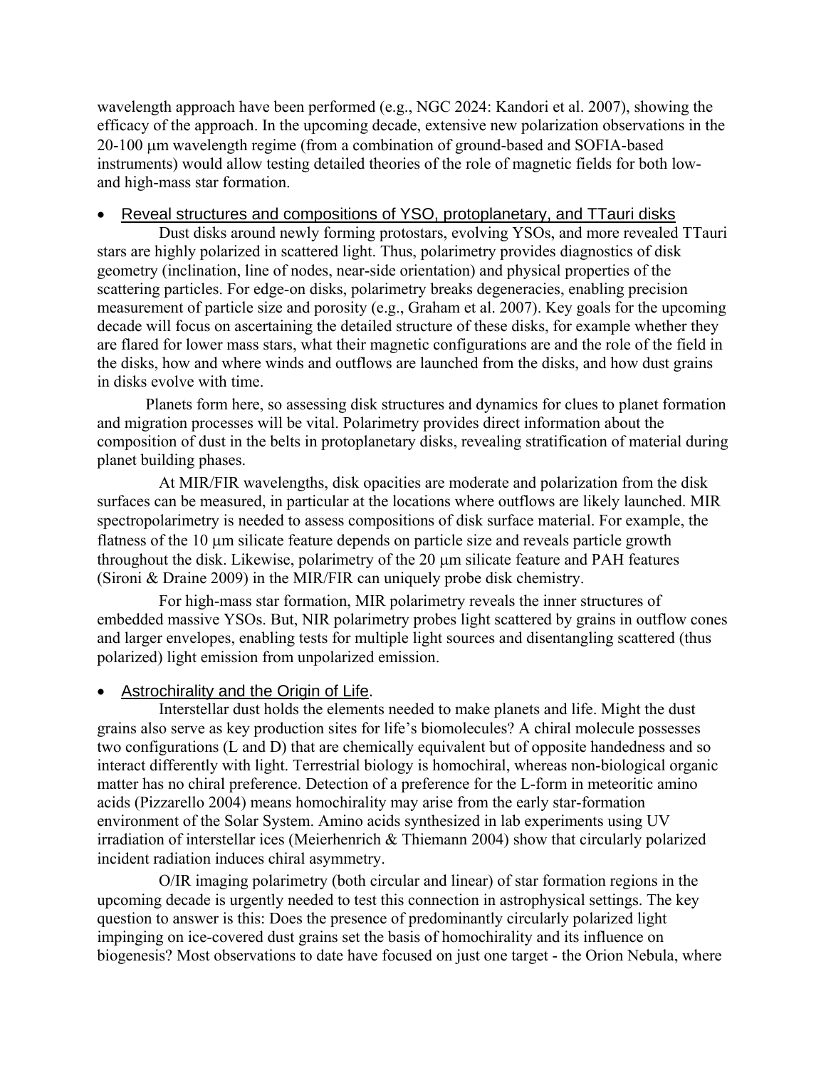wavelength approach have been performed (e.g., NGC 2024: Kandori et al. 2007), showing the efficacy of the approach. In the upcoming decade, extensive new polarization observations in the 20-100 μm wavelength regime (from a combination of ground-based and SOFIA-based instruments) would allow testing detailed theories of the role of magnetic fields for both low- and high-mass star formation.

- Reveal structures and compositions of YSO, protoplanetary, and TTauri disks

Dust disks around newly forming protostars, evolving YSOs, and more revealed TTauri stars are highly polarized in scattered light. Thus, polarimetry provides diagnostics of disk geometry (inclination, line of nodes, near-side orientation) and physical properties of the scattering particles. For edge-on disks, polarimetry breaks degeneracies, enabling precision measurement of particle size and porosity (e.g., Graham et al. 2007). Key goals for the upcoming decade will focus on ascertaining the detailed structure of these disks, for example whether they are flared for lower mass stars, what their magnetic configurations are and the role of the field in the disks, how and where winds and outflows are launched from the disks, and how dust grains in disks evolve with time.

Planets form here, so assessing disk structures and dynamics for clues to planet formation and migration processes will be vital. Polarimetry provides direct information about the composition of dust in the belts in protoplanetary disks, revealing stratification of material during planet building phases.

At MIR/FIR wavelengths, disk opacities are moderate and polarization from the disk surfaces can be measured, in particular at the locations where outflows are likely launched. MIR spectropolarimetry is needed to assess compositions of disk surface material. For example, the flatness of the 10 μm silicate feature depends on particle size and reveals particle growth throughout the disk. Likewise, polarimetry of the 20 μm silicate feature and PAH features (Sironi & Draine 2009) in the MIR/FIR can uniquely probe disk chemistry.

For high-mass star formation, MIR polarimetry reveals the inner structures of embedded massive YSOs. But, NIR polarimetry probes light scattered by grains in outflow cones and larger envelopes, enabling tests for multiple light sources and disentangling scattered (thus polarized) light emission from unpolarized emission.

- Astrochirality and the Origin of Life.

Interstellar dust holds the elements needed to make planets and life. Might the dust grains also serve as key production sites for life's biomolecules? A chiral molecule possesses two configurations (L and D) that are chemically equivalent but of opposite handedness and so interact differently with light. Terrestrial biology is homochiral, whereas non-biological organic matter has no chiral preference. Detection of a preference for the L-form in meteoritic amino acids (Pizzarello 2004) means homochirality may arise from the early star-formation environment of the Solar System. Amino acids synthesized in lab experiments using UV irradiation of interstellar ices (Meierhenrich & Thiemann 2004) show that circularly polarized incident radiation induces chiral asymmetry.

O/IR imaging polarimetry (both circular and linear) of star formation regions in the upcoming decade is urgently needed to test this connection in astrophysical settings. The key question to answer is this: Does the presence of predominantly circularly polarized light impinging on ice-covered dust grains set the basis of homochirality and its influence on biogenesis? Most observations to date have focused on just one target - the Orion Nebula, where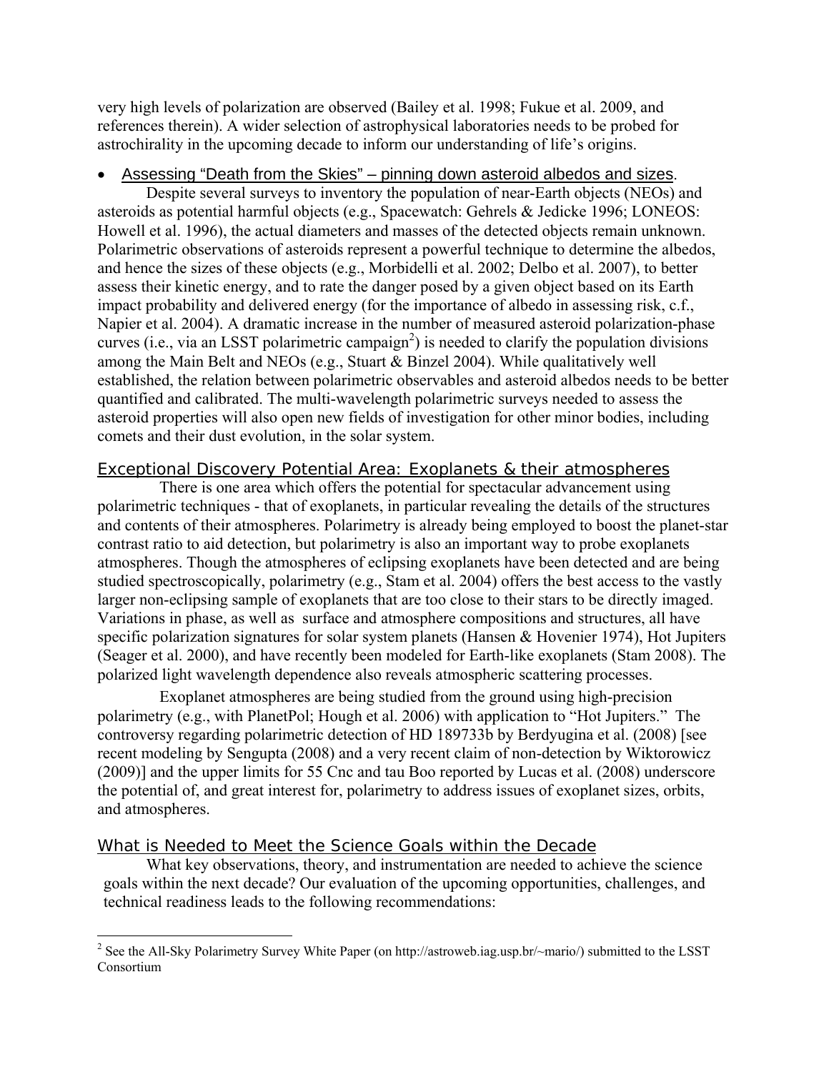very high levels of polarization are observed (Bailey et al. 1998; Fukue et al. 2009, and references therein). A wider selection of astrophysical laboratories needs to be probed for astrochirality in the upcoming decade to inform our understanding of life's origins.

- Assessing "Death from the Skies" – pinning down asteroid albedos and sizes.

Despite several surveys to inventory the population of near-Earth objects (NEOs) and asteroids as potential harmful objects (e.g., Spacewatch: Gehrels & Jedicke 1996; LONEOS: Howell et al. 1996), the actual diameters and masses of the detected objects remain unknown. Polarimetric observations of asteroids represent a powerful technique to determine the albedos, and hence the sizes of these objects (e.g., Morbidelli et al. 2002; Delbo et al. 2007), to better assess their kinetic energy, and to rate the danger posed by a given object based on its Earth impact probability and delivered energy (for the importance of albedo in assessing risk, c.f., Napier et al. 2004). A dramatic increase in the number of measured asteroid polarization-phase curves (i.e., via an LSST polarimetric campaign[2]) is needed to clarify the population divisions among the Main Belt and NEOs (e.g., Stuart & Binzel 2004). While qualitatively well established, the relation between polarimetric observables and asteroid albedos needs to be better quantified and calibrated. The multi-wavelength polarimetric surveys needed to assess the asteroid properties will also open new fields of investigation for other minor bodies, including comets and their dust evolution, in the solar system.

## Exceptional Discovery Potential Area: Exoplanets & their atmospheres

There is one area which offers the potential for spectacular advancement using polarimetric techniques - that of exoplanets, in particular revealing the details of the structures and contents of their atmospheres. Polarimetry is already being employed to boost the planet-star contrast ratio to aid detection, but polarimetry is also an important way to probe exoplanets atmospheres. Though the atmospheres of eclipsing exoplanets have been detected and are being studied spectroscopically, polarimetry (e.g., Stam et al. 2004) offers the best access to the vastly larger non-eclipsing sample of exoplanets that are too close to their stars to be directly imaged. Variations in phase, as well as surface and atmosphere compositions and structures, all have specific polarization signatures for solar system planets (Hansen & Hovenier 1974), Hot Jupiters (Seager et al. 2000), and have recently been modeled for Earth-like exoplanets (Stam 2008). The polarized light wavelength dependence also reveals atmospheric scattering processes.

Exoplanet atmospheres are being studied from the ground using high-precision polarimetry (e.g., with PlanetPol; Hough et al. 2006) with application to "Hot Jupiters." The controversy regarding polarimetric detection of HD 189733b by Berdyugina et al. (2008) [see recent modeling by Sengupta (2008) and a very recent claim of non-detection by Wiktorowicz (2009)] and the upper limits for 55 Cnc and tau Boo reported by Lucas et al. (2008) underscore the potential of, and great interest for, polarimetry to address issues of exoplanet sizes, orbits, and atmospheres.

## What is Needed to Meet the Science Goals within the Decade

What key observations, theory, and instrumentation are needed to achieve the science goals within the next decade? Our evaluation of the upcoming opportunities, challenges, and technical readiness leads to the following recommendations:

[2] See the All-Sky Polarimetry Survey White Paper (on http://astroweb.iag.usp.br/~mario/) submitted to the LSST Consortium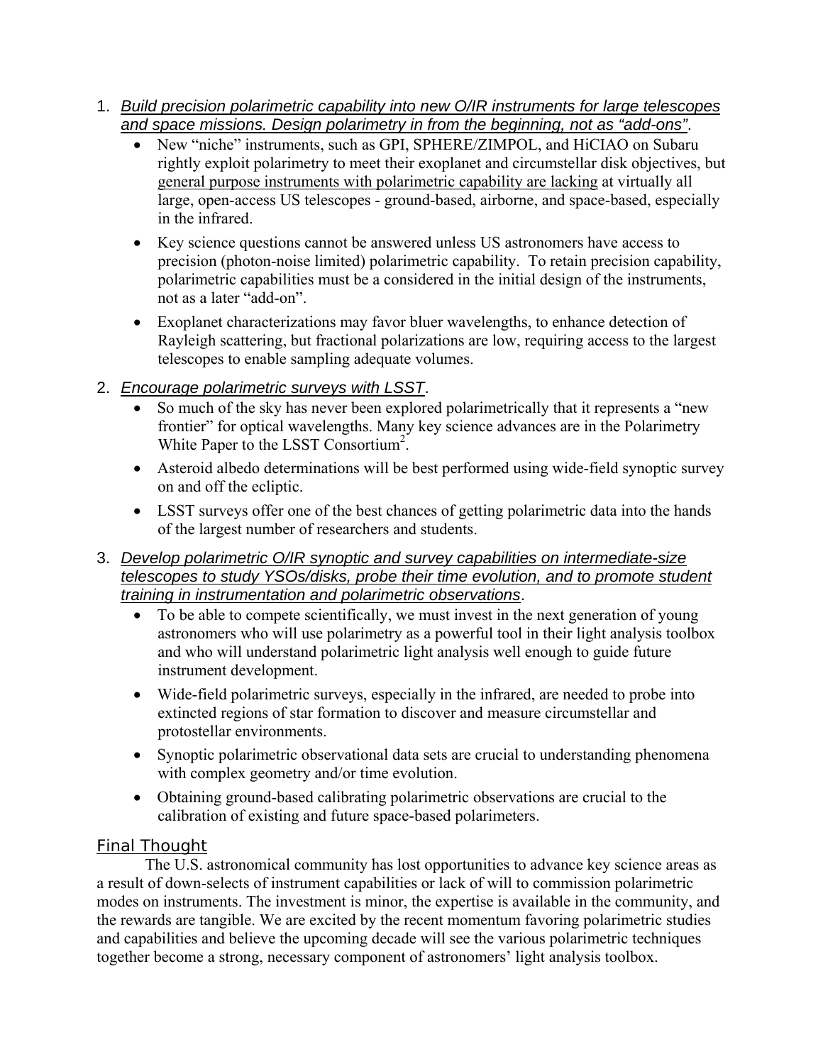1. *Build precision polarimetric capability into new O/IR instruments for large telescopes and space missions. Design polarimetry in from the beginning, not as "add-ons"*.
   - New "niche" instruments, such as GPI, SPHERE/ZIMPOL, and HiCIAO on Subaru rightly exploit polarimetry to meet their exoplanet and circumstellar disk objectives, but general purpose instruments with polarimetric capability are lacking at virtually all large, open-access US telescopes - ground-based, airborne, and space-based, especially in the infrared.
   - Key science questions cannot be answered unless US astronomers have access to precision (photon-noise limited) polarimetric capability. To retain precision capability, polarimetric capabilities must be a considered in the initial design of the instruments, not as a later "add-on".
   - Exoplanet characterizations may favor bluer wavelengths, to enhance detection of Rayleigh scattering, but fractional polarizations are low, requiring access to the largest telescopes to enable sampling adequate volumes.
2. *Encourage polarimetric surveys with LSST*.
   - So much of the sky has never been explored polarimetrically that it represents a "new frontier" for optical wavelengths. Many key science advances are in the Polarimetry White Paper to the LSST Consortium[2].
   - Asteroid albedo determinations will be best performed using wide-field synoptic survey on and off the ecliptic.
   - LSST surveys offer one of the best chances of getting polarimetric data into the hands of the largest number of researchers and students.
3. *Develop polarimetric O/IR synoptic and survey capabilities on intermediate-size telescopes to study YSOs/disks, probe their time evolution, and to promote student training in instrumentation and polarimetric observations*.
   - To be able to compete scientifically, we must invest in the next generation of young astronomers who will use polarimetry as a powerful tool in their light analysis toolbox and who will understand polarimetric light analysis well enough to guide future instrument development.
   - Wide-field polarimetric surveys, especially in the infrared, are needed to probe into extincted regions of star formation to discover and measure circumstellar and protostellar environments.
   - Synoptic polarimetric observational data sets are crucial to understanding phenomena with complex geometry and/or time evolution.
   - Obtaining ground-based calibrating polarimetric observations are crucial to the calibration of existing and future space-based polarimeters.

## Final Thought

The U.S. astronomical community has lost opportunities to advance key science areas as a result of down-selects of instrument capabilities or lack of will to commission polarimetric modes on instruments. The investment is minor, the expertise is available in the community, and the rewards are tangible. We are excited by the recent momentum favoring polarimetric studies and capabilities and believe the upcoming decade will see the various polarimetric techniques together become a strong, necessary component of astronomers' light analysis toolbox.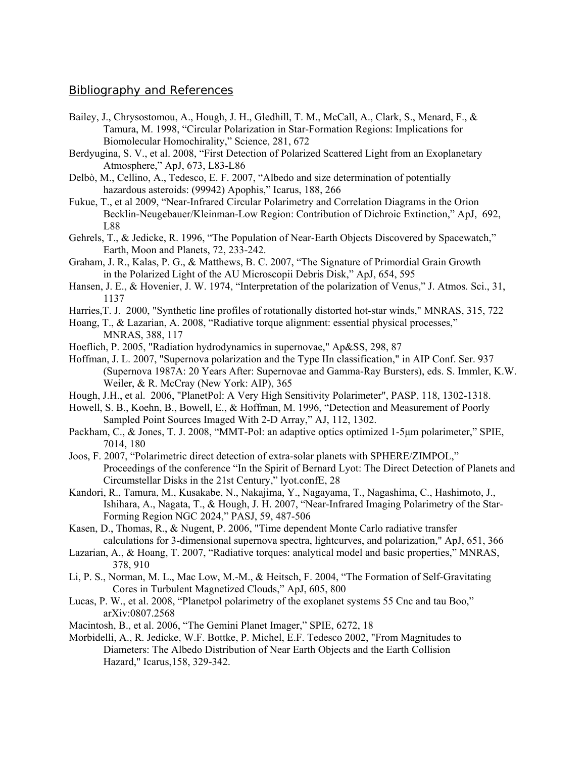## Bibliography and References

Bailey, J., Chrysostomou, A., Hough, J. H., Gledhill, T. M., McCall, A., Clark, S., Menard, F., & Tamura, M. 1998, "Circular Polarization in Star-Formation Regions: Implications for Biomolecular Homochirality," Science, 281, 672

Berdyugina, S. V., et al. 2008, "First Detection of Polarized Scattered Light from an Exoplanetary Atmosphere," ApJ, 673, L83-L86

Delbò, M., Cellino, A., Tedesco, E. F. 2007, "Albedo and size determination of potentially hazardous asteroids: (99942) Apophis," Icarus, 188, 266

Fukue, T., et al 2009, "Near-Infrared Circular Polarimetry and Correlation Diagrams in the Orion Becklin-Neugebauer/Kleinman-Low Region: Contribution of Dichroic Extinction," ApJ, 692, L88

Gehrels, T., & Jedicke, R. 1996, "The Population of Near-Earth Objects Discovered by Spacewatch," Earth, Moon and Planets, 72, 233-242.

Graham, J. R., Kalas, P. G., & Matthews, B. C. 2007, "The Signature of Primordial Grain Growth in the Polarized Light of the AU Microscopii Debris Disk," ApJ, 654, 595

Hansen, J. E., & Hovenier, J. W. 1974, "Interpretation of the polarization of Venus," J. Atmos. Sci., 31, 1137

Harries,T. J. 2000, "Synthetic line profiles of rotationally distorted hot-star winds," MNRAS, 315, 722

Hoang, T., & Lazarian, A. 2008, "Radiative torque alignment: essential physical processes," MNRAS, 388, 117

Hoeflich, P. 2005, "Radiation hydrodynamics in supernovae," Ap&SS, 298, 87

Hoffman, J. L. 2007, "Supernova polarization and the Type IIn classification," in AIP Conf. Ser. 937 (Supernova 1987A: 20 Years After: Supernovae and Gamma-Ray Bursters), eds. S. Immler, K.W. Weiler, & R. McCray (New York: AIP), 365

Hough, J.H., et al. 2006, "PlanetPol: A Very High Sensitivity Polarimeter", PASP, 118, 1302-1318.

Howell, S. B., Koehn, B., Bowell, E., & Hoffman, M. 1996, "Detection and Measurement of Poorly Sampled Point Sources Imaged With 2-D Array," AJ, 112, 1302.

Packham, C., & Jones, T. J. 2008, "MMT-Pol: an adaptive optics optimized 1-5μm polarimeter," SPIE, 7014, 180

Joos, F. 2007, "Polarimetric direct detection of extra-solar planets with SPHERE/ZIMPOL," Proceedings of the conference "In the Spirit of Bernard Lyot: The Direct Detection of Planets and Circumstellar Disks in the 21st Century," lyot.confE, 28

Kandori, R., Tamura, M., Kusakabe, N., Nakajima, Y., Nagayama, T., Nagashima, C., Hashimoto, J., Ishihara, A., Nagata, T., & Hough, J. H. 2007, "Near-Infrared Imaging Polarimetry of the Star-Forming Region NGC 2024," PASJ, 59, 487-506

Kasen, D., Thomas, R., & Nugent, P. 2006, "Time dependent Monte Carlo radiative transfer calculations for 3-dimensional supernova spectra, lightcurves, and polarization," ApJ, 651, 366

Lazarian, A., & Hoang, T. 2007, "Radiative torques: analytical model and basic properties," MNRAS, 378, 910

Li, P. S., Norman, M. L., Mac Low, M.-M., & Heitsch, F. 2004, "The Formation of Self-Gravitating Cores in Turbulent Magnetized Clouds," ApJ, 605, 800

Lucas, P. W., et al. 2008, "Planetpol polarimetry of the exoplanet systems 55 Cnc and tau Boo," arXiv:0807.2568

Macintosh, B., et al. 2006, "The Gemini Planet Imager," SPIE, 6272, 18

Morbidelli, A., R. Jedicke, W.F. Bottke, P. Michel, E.F. Tedesco 2002, "From Magnitudes to Diameters: The Albedo Distribution of Near Earth Objects and the Earth Collision Hazard," Icarus,158, 329-342.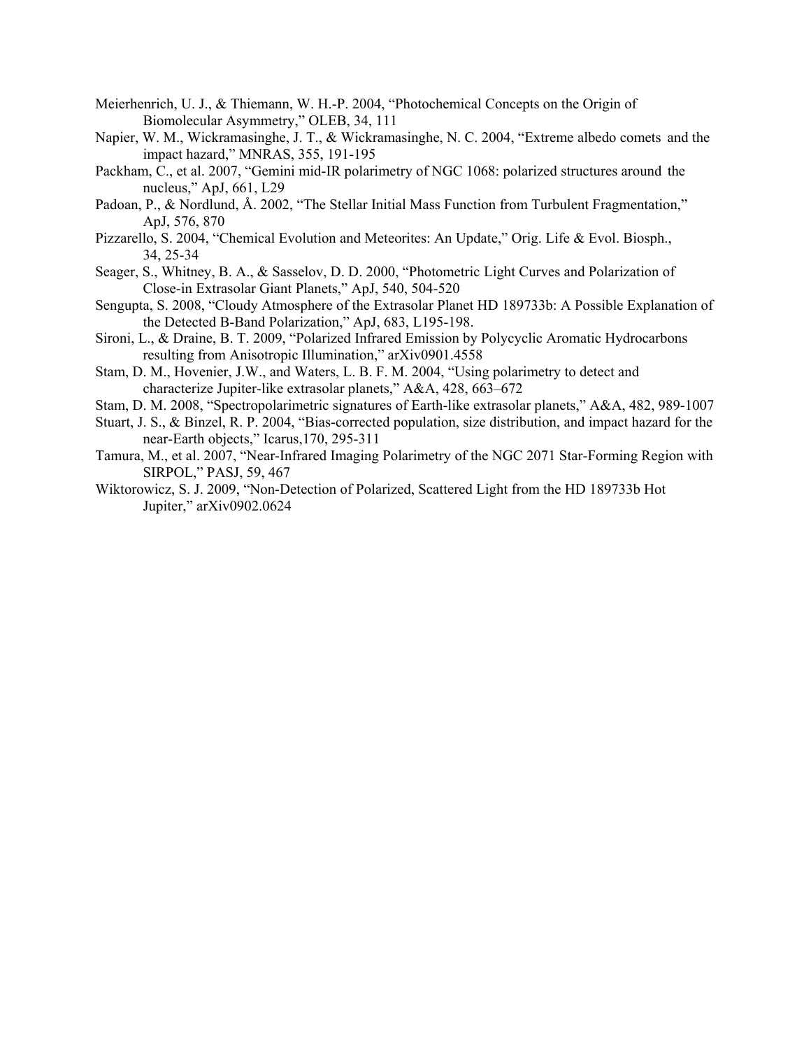Meierhenrich, U. J., & Thiemann, W. H.-P. 2004, "Photochemical Concepts on the Origin of Biomolecular Asymmetry," OLEB, 34, 111

Napier, W. M., Wickramasinghe, J. T., & Wickramasinghe, N. C. 2004, "Extreme albedo comets and the impact hazard," MNRAS, 355, 191-195

Packham, C., et al. 2007, "Gemini mid-IR polarimetry of NGC 1068: polarized structures around the nucleus," ApJ, 661, L29

Padoan, P., & Nordlund, Å. 2002, "The Stellar Initial Mass Function from Turbulent Fragmentation," ApJ, 576, 870

Pizzarello, S. 2004, "Chemical Evolution and Meteorites: An Update," Orig. Life & Evol. Biosph., 34, 25-34

Seager, S., Whitney, B. A., & Sasselov, D. D. 2000, "Photometric Light Curves and Polarization of Close-in Extrasolar Giant Planets," ApJ, 540, 504-520

Sengupta, S. 2008, "Cloudy Atmosphere of the Extrasolar Planet HD 189733b: A Possible Explanation of the Detected B-Band Polarization," ApJ, 683, L195-198.

Sironi, L., & Draine, B. T. 2009, "Polarized Infrared Emission by Polycyclic Aromatic Hydrocarbons resulting from Anisotropic Illumination," arXiv0901.4558

Stam, D. M., Hovenier, J.W., and Waters, L. B. F. M. 2004, "Using polarimetry to detect and characterize Jupiter-like extrasolar planets," A&A, 428, 663–672

Stam, D. M. 2008, "Spectropolarimetric signatures of Earth-like extrasolar planets," A&A, 482, 989-1007

Stuart, J. S., & Binzel, R. P. 2004, "Bias-corrected population, size distribution, and impact hazard for the near-Earth objects," Icarus,170, 295-311

Tamura, M., et al. 2007, "Near-Infrared Imaging Polarimetry of the NGC 2071 Star-Forming Region with SIRPOL," PASJ, 59, 467

Wiktorowicz, S. J. 2009, "Non-Detection of Polarized, Scattered Light from the HD 189733b Hot Jupiter," arXiv0902.0624